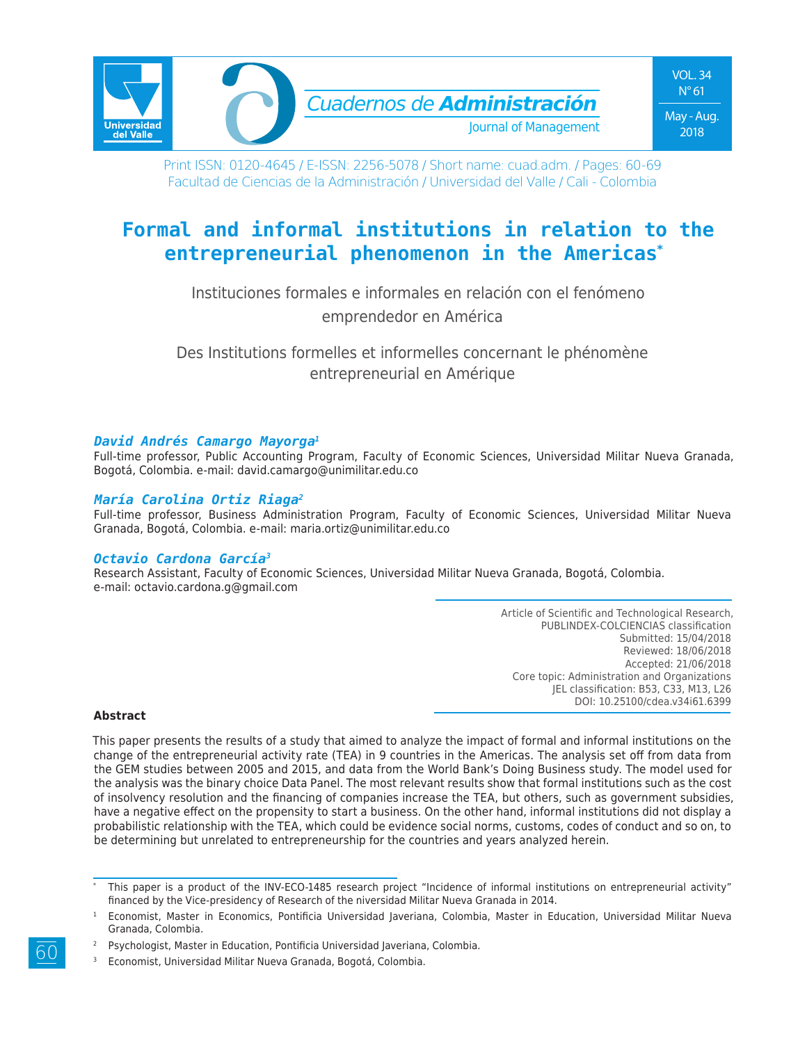# Formal and informal institutions in relation to the entrepreneurial phenomenon in the Americas*

Instituciones formales e informales en relación con el fenómeno emprendedor en América

Des Institutions formelles et informelles concernant le phénomène entrepreneurial en Amérique

***David Andrés Camargo Mayorga***[1]
Full-time professor, Public Accounting Program, Faculty of Economic Sciences, Universidad Militar Nueva Granada, Bogotá, Colombia. e-mail: david.camargo@unimilitar.edu.co

***María Carolina Ortiz Riaga***[2]
Full-time professor, Business Administration Program, Faculty of Economic Sciences, Universidad Militar Nueva Granada, Bogotá, Colombia. e-mail: maria.ortiz@unimilitar.edu.co

***Octavio Cardona García***[3]
Research Assistant, Faculty of Economic Sciences, Universidad Militar Nueva Granada, Bogotá, Colombia.
e-mail: octavio.cardona.g@gmail.com

Article of Scientific and Technological Research,
PUBLINDEX-COLCIENCIAS classification
Submitted: 15/04/2018
Reviewed: 18/06/2018
Accepted: 21/06/2018
Core topic: Administration and Organizations
JEL classification: B53, C33, M13, L26
DOI: 10.25100/cdea.v34i61.6399

**Abstract**

This paper presents the results of a study that aimed to analyze the impact of formal and informal institutions on the change of the entrepreneurial activity rate (TEA) in 9 countries in the Americas. The analysis set off from data from the GEM studies between 2005 and 2015, and data from the World Bank's Doing Business study. The model used for the analysis was the binary choice Data Panel. The most relevant results show that formal institutions such as the cost of insolvency resolution and the financing of companies increase the TEA, but others, such as government subsidies, have a negative effect on the propensity to start a business. On the other hand, informal institutions did not display a probabilistic relationship with the TEA, which could be evidence social norms, customs, codes of conduct and so on, to be determining but unrelated to entrepreneurship for the countries and years analyzed herein.

---

\* This paper is a product of the INV-ECO-1485 research project "Incidence of informal institutions on entrepreneurial activity" financed by the Vice-presidency of Research of the niversidad Militar Nueva Granada in 2014.

[1] Economist, Master in Economics, Pontificia Universidad Javeriana, Colombia, Master in Education, Universidad Militar Nueva Granada, Colombia.

[2] Psychologist, Master in Education, Pontificia Universidad Javeriana, Colombia.

[3] Economist, Universidad Militar Nueva Granada, Bogotá, Colombia.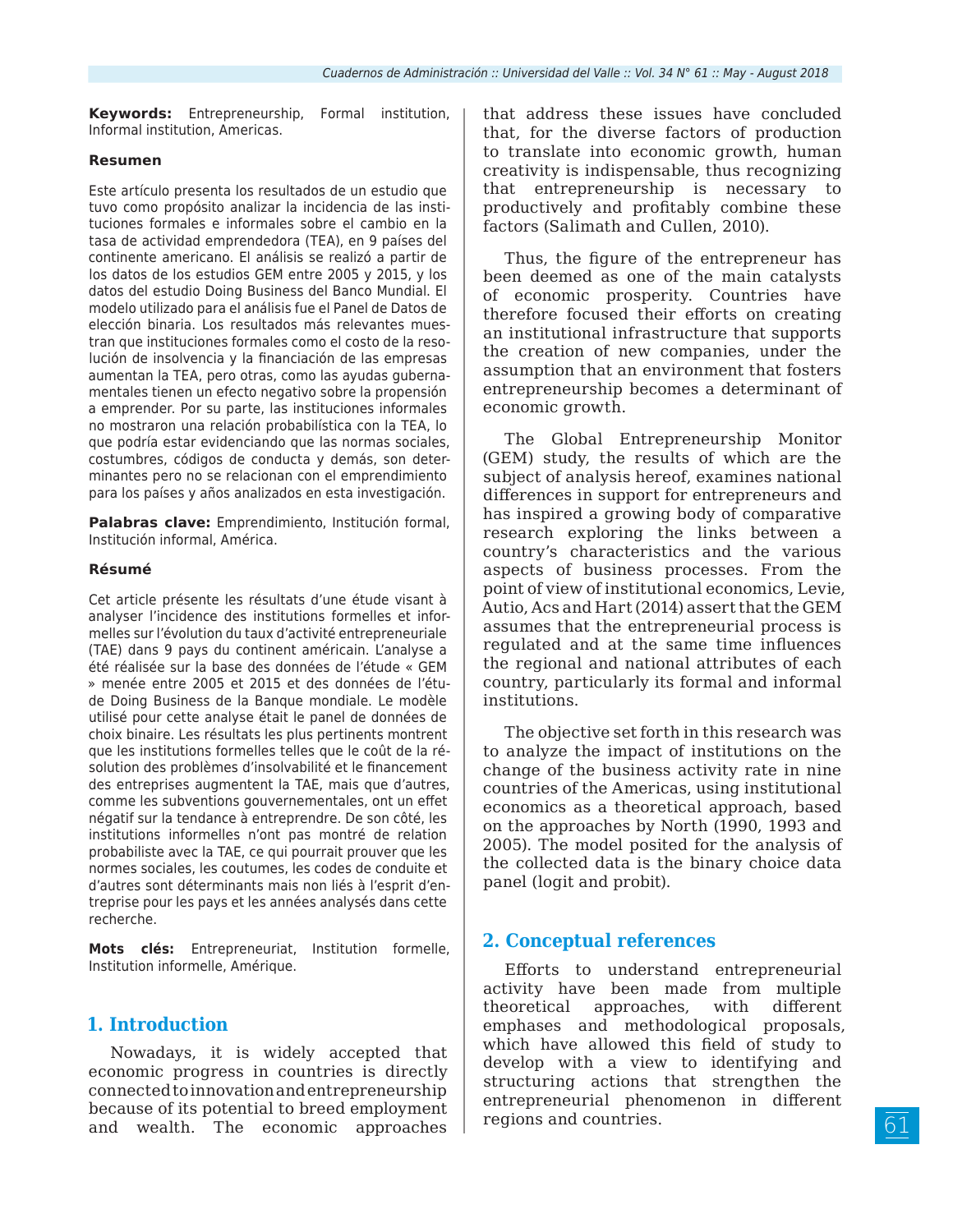**Keywords:** Entrepreneurship, Formal institution, Informal institution, Americas.

**Resumen**

Este artículo presenta los resultados de un estudio que tuvo como propósito analizar la incidencia de las instituciones formales e informales sobre el cambio en la tasa de actividad emprendedora (TEA), en 9 países del continente americano. El análisis se realizó a partir de los datos de los estudios GEM entre 2005 y 2015, y los datos del estudio Doing Business del Banco Mundial. El modelo utilizado para el análisis fue el Panel de Datos de elección binaria. Los resultados más relevantes muestran que instituciones formales como el costo de la resolución de insolvencia y la financiación de las empresas aumentan la TEA, pero otras, como las ayudas gubernamentales tienen un efecto negativo sobre la propensión a emprender. Por su parte, las instituciones informales no mostraron una relación probabilística con la TEA, lo que podría estar evidenciando que las normas sociales, costumbres, códigos de conducta y demás, son determinantes pero no se relacionan con el emprendimiento para los países y años analizados en esta investigación.

**Palabras clave:** Emprendimiento, Institución formal, Institución informal, América.

**Résumé**

Cet article présente les résultats d'une étude visant à analyser l'incidence des institutions formelles et informelles sur l'évolution du taux d'activité entrepreneuriale (TAE) dans 9 pays du continent américain. L'analyse a été réalisée sur la base des données de l'étude « GEM » menée entre 2005 et 2015 et des données de l'étude Doing Business de la Banque mondiale. Le modèle utilisé pour cette analyse était le panel de données de choix binaire. Les résultats les plus pertinents montrent que les institutions formelles telles que le coût de la résolution des problèmes d'insolvabilité et le financement des entreprises augmentent la TAE, mais que d'autres, comme les subventions gouvernementales, ont un effet négatif sur la tendance à entreprendre. De son côté, les institutions informelles n'ont pas montré de relation probabiliste avec la TAE, ce qui pourrait prouver que les normes sociales, les coutumes, les codes de conduite et d'autres sont déterminants mais non liés à l'esprit d'entreprise pour les pays et les années analysés dans cette recherche.

**Mots clés:** Entrepreneuriat, Institution formelle, Institution informelle, Amérique.

## 1. Introduction

Nowadays, it is widely accepted that economic progress in countries is directly connected to innovation and entrepreneurship because of its potential to breed employment and wealth. The economic approaches that address these issues have concluded that, for the diverse factors of production to translate into economic growth, human creativity is indispensable, thus recognizing that entrepreneurship is necessary to productively and profitably combine these factors (Salimath and Cullen, 2010).

Thus, the figure of the entrepreneur has been deemed as one of the main catalysts of economic prosperity. Countries have therefore focused their efforts on creating an institutional infrastructure that supports the creation of new companies, under the assumption that an environment that fosters entrepreneurship becomes a determinant of economic growth.

The Global Entrepreneurship Monitor (GEM) study, the results of which are the subject of analysis hereof, examines national differences in support for entrepreneurs and has inspired a growing body of comparative research exploring the links between a country's characteristics and the various aspects of business processes. From the point of view of institutional economics, Levie, Autio, Acs and Hart (2014) assert that the GEM assumes that the entrepreneurial process is regulated and at the same time influences the regional and national attributes of each country, particularly its formal and informal institutions.

The objective set forth in this research was to analyze the impact of institutions on the change of the business activity rate in nine countries of the Americas, using institutional economics as a theoretical approach, based on the approaches by North (1990, 1993 and 2005). The model posited for the analysis of the collected data is the binary choice data panel (logit and probit).

## 2. Conceptual references

Efforts to understand entrepreneurial activity have been made from multiple theoretical approaches, with different emphases and methodological proposals, which have allowed this field of study to develop with a view to identifying and structuring actions that strengthen the entrepreneurial phenomenon in different regions and countries.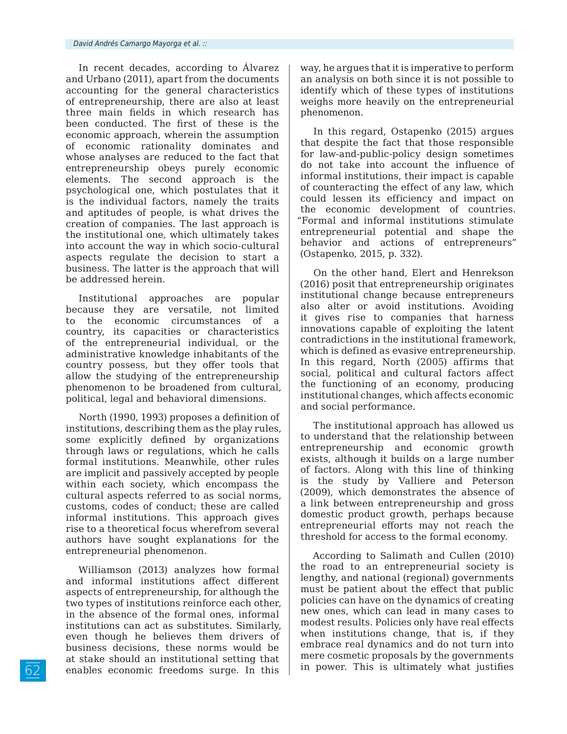In recent decades, according to Álvarez and Urbano (2011), apart from the documents accounting for the general characteristics of entrepreneurship, there are also at least three main fields in which research has been conducted. The first of these is the economic approach, wherein the assumption of economic rationality dominates and whose analyses are reduced to the fact that entrepreneurship obeys purely economic elements. The second approach is the psychological one, which postulates that it is the individual factors, namely the traits and aptitudes of people, is what drives the creation of companies. The last approach is the institutional one, which ultimately takes into account the way in which socio-cultural aspects regulate the decision to start a business. The latter is the approach that will be addressed herein.

Institutional approaches are popular because they are versatile, not limited to the economic circumstances of a country, its capacities or characteristics of the entrepreneurial individual, or the administrative knowledge inhabitants of the country possess, but they offer tools that allow the studying of the entrepreneurship phenomenon to be broadened from cultural, political, legal and behavioral dimensions.

North (1990, 1993) proposes a definition of institutions, describing them as the play rules, some explicitly defined by organizations through laws or regulations, which he calls formal institutions. Meanwhile, other rules are implicit and passively accepted by people within each society, which encompass the cultural aspects referred to as social norms, customs, codes of conduct; these are called informal institutions. This approach gives rise to a theoretical focus wherefrom several authors have sought explanations for the entrepreneurial phenomenon.

Williamson (2013) analyzes how formal and informal institutions affect different aspects of entrepreneurship, for although the two types of institutions reinforce each other, in the absence of the formal ones, informal institutions can act as substitutes. Similarly, even though he believes them drivers of business decisions, these norms would be at stake should an institutional setting that enables economic freedoms surge. In this way, he argues that it is imperative to perform an analysis on both since it is not possible to identify which of these types of institutions weighs more heavily on the entrepreneurial phenomenon.

In this regard, Ostapenko (2015) argues that despite the fact that those responsible for law-and-public-policy design sometimes do not take into account the influence of informal institutions, their impact is capable of counteracting the effect of any law, which could lessen its efficiency and impact on the economic development of countries. "Formal and informal institutions stimulate entrepreneurial potential and shape the behavior and actions of entrepreneurs" (Ostapenko, 2015, p. 332).

On the other hand, Elert and Henrekson (2016) posit that entrepreneurship originates institutional change because entrepreneurs also alter or avoid institutions. Avoiding it gives rise to companies that harness innovations capable of exploiting the latent contradictions in the institutional framework, which is defined as evasive entrepreneurship. In this regard, North (2005) affirms that social, political and cultural factors affect the functioning of an economy, producing institutional changes, which affects economic and social performance.

The institutional approach has allowed us to understand that the relationship between entrepreneurship and economic growth exists, although it builds on a large number of factors. Along with this line of thinking is the study by Valliere and Peterson (2009), which demonstrates the absence of a link between entrepreneurship and gross domestic product growth, perhaps because entrepreneurial efforts may not reach the threshold for access to the formal economy.

According to Salimath and Cullen (2010) the road to an entrepreneurial society is lengthy, and national (regional) governments must be patient about the effect that public policies can have on the dynamics of creating new ones, which can lead in many cases to modest results. Policies only have real effects when institutions change, that is, if they embrace real dynamics and do not turn into mere cosmetic proposals by the governments in power. This is ultimately what justifies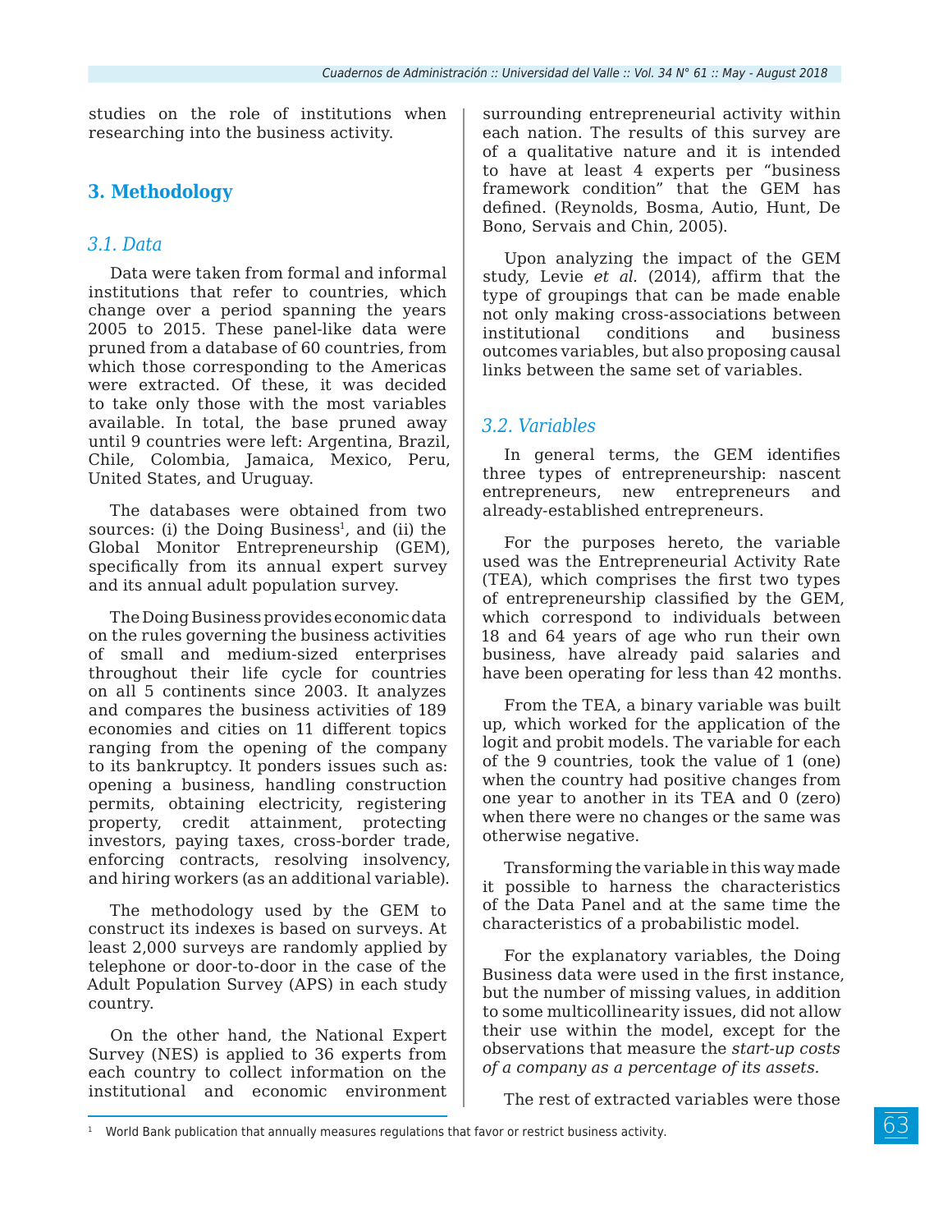studies on the role of institutions when researching into the business activity.

## 3. Methodology

### 3.1. Data

Data were taken from formal and informal institutions that refer to countries, which change over a period spanning the years 2005 to 2015. These panel-like data were pruned from a database of 60 countries, from which those corresponding to the Americas were extracted. Of these, it was decided to take only those with the most variables available. In total, the base pruned away until 9 countries were left: Argentina, Brazil, Chile, Colombia, Jamaica, Mexico, Peru, United States, and Uruguay.

The databases were obtained from two sources: (i) the Doing Business[1], and (ii) the Global Monitor Entrepreneurship (GEM), specifically from its annual expert survey and its annual adult population survey.

The Doing Business provides economic data on the rules governing the business activities of small and medium-sized enterprises throughout their life cycle for countries on all 5 continents since 2003. It analyzes and compares the business activities of 189 economies and cities on 11 different topics ranging from the opening of the company to its bankruptcy. It ponders issues such as: opening a business, handling construction permits, obtaining electricity, registering property, credit attainment, protecting investors, paying taxes, cross-border trade, enforcing contracts, resolving insolvency, and hiring workers (as an additional variable).

The methodology used by the GEM to construct its indexes is based on surveys. At least 2,000 surveys are randomly applied by telephone or door-to-door in the case of the Adult Population Survey (APS) in each study country.

On the other hand, the National Expert Survey (NES) is applied to 36 experts from each country to collect information on the institutional and economic environment surrounding entrepreneurial activity within each nation. The results of this survey are of a qualitative nature and it is intended to have at least 4 experts per "business framework condition" that the GEM has defined. (Reynolds, Bosma, Autio, Hunt, De Bono, Servais and Chin, 2005).

Upon analyzing the impact of the GEM study, Levie *et al.* (2014), affirm that the type of groupings that can be made enable not only making cross-associations between institutional conditions and business outcomes variables, but also proposing causal links between the same set of variables.

### 3.2. Variables

In general terms, the GEM identifies three types of entrepreneurship: nascent entrepreneurs, new entrepreneurs and already-established entrepreneurs.

For the purposes hereto, the variable used was the Entrepreneurial Activity Rate (TEA), which comprises the first two types of entrepreneurship classified by the GEM, which correspond to individuals between 18 and 64 years of age who run their own business, have already paid salaries and have been operating for less than 42 months.

From the TEA, a binary variable was built up, which worked for the application of the logit and probit models. The variable for each of the 9 countries, took the value of 1 (one) when the country had positive changes from one year to another in its TEA and 0 (zero) when there were no changes or the same was otherwise negative.

Transforming the variable in this way made it possible to harness the characteristics of the Data Panel and at the same time the characteristics of a probabilistic model.

For the explanatory variables, the Doing Business data were used in the first instance, but the number of missing values, in addition to some multicollinearity issues, did not allow their use within the model, except for the observations that measure the *start-up costs of a company as a percentage of its assets.*

The rest of extracted variables were those

[1] World Bank publication that annually measures regulations that favor or restrict business activity.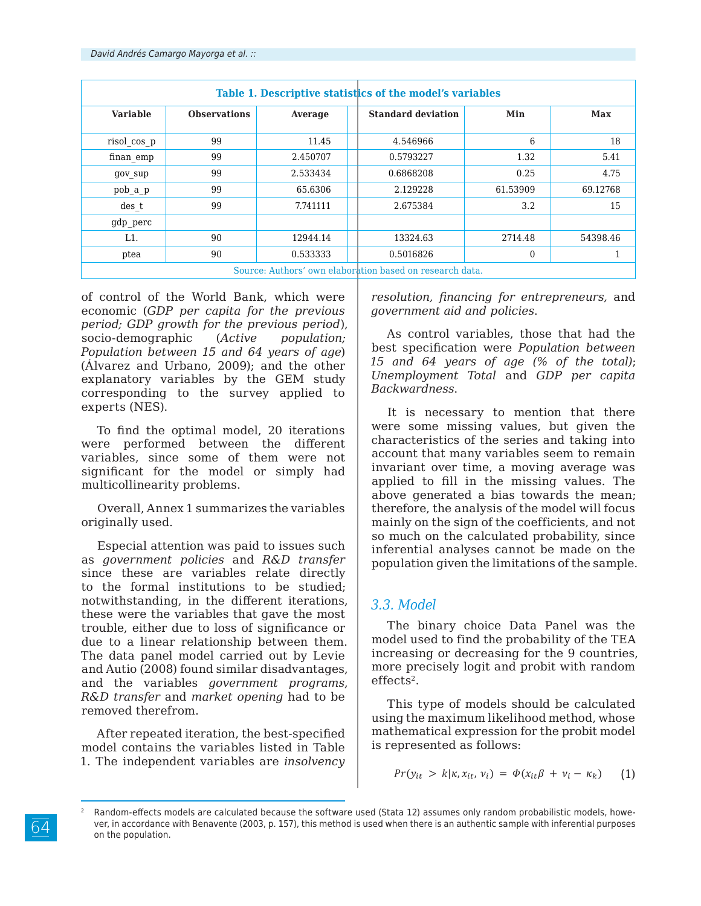**Table 1. Descriptive statistics of the model's variables**

| Variable | Observations | Average | Standard deviation | Min | Max |
|---|---|---|---|---|---|
| risol_cos_p | 99 | 11.45 | 4.546966 | 6 | 18 |
| finan_emp | 99 | 2.450707 | 0.5793227 | 1.32 | 5.41 |
| gov_sup | 99 | 2.533434 | 0.6868208 | 0.25 | 4.75 |
| pob_a_p | 99 | 65.6306 | 2.129228 | 61.53909 | 69.12768 |
| des_t | 99 | 7.741111 | 2.675384 | 3.2 | 15 |
| gdp_perc | | | | | |
| L1. | 90 | 12944.14 | 13324.63 | 2714.48 | 54398.46 |
| ptea | 90 | 0.533333 | 0.5016826 | 0 | 1 |

Source: Authors' own elaboration based on research data.

of control of the World Bank, which were economic (*GDP per capita for the previous period; GDP growth for the previous period*), socio-demographic (*Active population; Population between 15 and 64 years of age*) (Álvarez and Urbano, 2009); and the other explanatory variables by the GEM study corresponding to the survey applied to experts (NES).

To find the optimal model, 20 iterations were performed between the different variables, since some of them were not significant for the model or simply had multicollinearity problems.

Overall, Annex 1 summarizes the variables originally used.

Especial attention was paid to issues such as *government policies* and *R&D transfer* since these are variables relate directly to the formal institutions to be studied; notwithstanding, in the different iterations, these were the variables that gave the most trouble, either due to loss of significance or due to a linear relationship between them. The data panel model carried out by Levie and Autio (2008) found similar disadvantages, and the variables *government programs*, *R&D transfer* and *market opening* had to be removed therefrom.

After repeated iteration, the best-specified model contains the variables listed in Table 1. The independent variables are *insolvency resolution, financing for entrepreneurs,* and *government aid and policies*.

As control variables, those that had the best specification were *Population between 15 and 64 years of age (% of the total); Unemployment Total* and *GDP per capita Backwardness*.

It is necessary to mention that there were some missing values, but given the characteristics of the series and taking into account that many variables seem to remain invariant over time, a moving average was applied to fill in the missing values. The above generated a bias towards the mean; therefore, the analysis of the model will focus mainly on the sign of the coefficients, and not so much on the calculated probability, since inferential analyses cannot be made on the population given the limitations of the sample.

### 3.3. Model

The binary choice Data Panel was the model used to find the probability of the TEA increasing or decreasing for the 9 countries, more precisely logit and probit with random effects[2].

This type of models should be calculated using the maximum likelihood method, whose mathematical expression for the probit model is represented as follows:

$$Pr(y_{it} > k|\kappa, x_{it}, \nu_i) = \Phi(x_{it}\beta + \nu_i - \kappa_k) \quad (1)$$

[2] Random-effects models are calculated because the software used (Stata 12) assumes only random probabilistic models, however, in accordance with Benavente (2003, p. 157), this method is used when there is an authentic sample with inferential purposes on the population.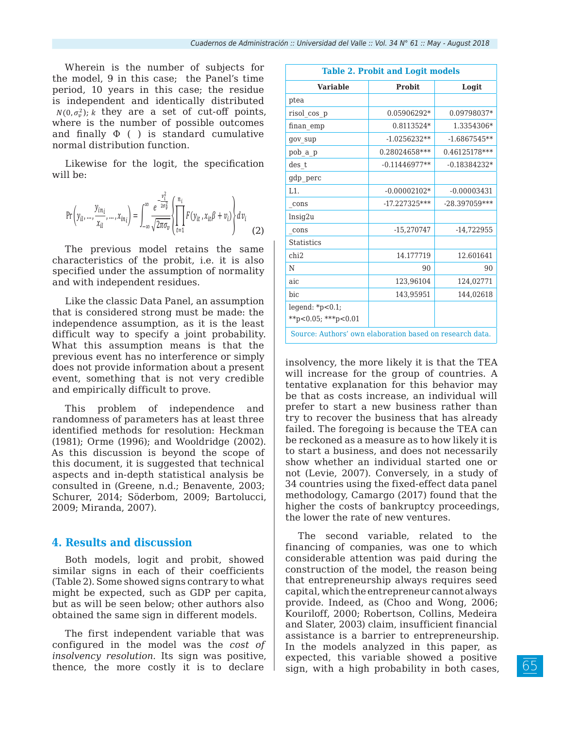Wherein is the number of subjects for the model, 9 in this case; the Panel's time period, 10 years in this case; the residue is independent and identically distributed $N(0,\sigma_v^2)$; $k$ they are a set of cut-off points, where is the number of possible outcomes and finally Φ ( ) is standard cumulative normal distribution function.

Likewise for the logit, the specification will be:

$$\Pr\left(y_{il},\ldots,\frac{y_{in_i}}{x_{il}},\ldots,x_{in_i}\right)=\int_{-\infty}^{\infty}\frac{e^{-\frac{v_i^2}{2\sigma_v^2}}}{\sqrt{2\pi\sigma_v}}\left\{\prod_{t=1}^{n_i}F\left(y_{it},x_{it}\beta+v_i\right)\right\}dv_i \tag{2}$$

The previous model retains the same characteristics of the probit, i.e. it is also specified under the assumption of normality and with independent residues.

Like the classic Data Panel, an assumption that is considered strong must be made: the independence assumption, as it is the least difficult way to specify a joint probability. What this assumption means is that the previous event has no interference or simply does not provide information about a present event, something that is not very credible and empirically difficult to prove.

This problem of independence and randomness of parameters has at least three identified methods for resolution: Heckman (1981); Orme (1996); and Wooldridge (2002). As this discussion is beyond the scope of this document, it is suggested that technical aspects and in-depth statistical analysis be consulted in (Greene, n.d.; Benavente, 2003; Schurer, 2014; Söderbom, 2009; Bartolucci, 2009; Miranda, 2007).

## 4. Results and discussion

Both models, logit and probit, showed similar signs in each of their coefficients (Table 2). Some showed signs contrary to what might be expected, such as GDP per capita, but as will be seen below; other authors also obtained the same sign in different models.

The first independent variable that was configured in the model was the *cost of insolvency resolution*. Its sign was positive, thence, the more costly it is to declare insolvency, the more likely it is that the TEA will increase for the group of countries. A tentative explanation for this behavior may be that as costs increase, an individual will prefer to start a new business rather than try to recover the business that has already failed. The foregoing is because the TEA can be reckoned as a measure as to how likely it is to start a business, and does not necessarily show whether an individual started one or not (Levie, 2007). Conversely, in a study of 34 countries using the fixed-effect data panel methodology, Camargo (2017) found that the higher the costs of bankruptcy proceedings, the lower the rate of new ventures.

**Table 2. Probit and Logit models**

| Variable | Probit | Logit |
|---|---|---|
| ptea | | |
| risol_cos_p | 0.05906292* | 0.09798037* |
| finan_emp | 0.8113524* | 1.3354306* |
| gov_sup | -1.0256232** | -1.6867545** |
| pob_a_p | 0.28024658*** | 0.46125178*** |
| des_t | -0.11446977** | -0.18384232* |
| gdp_perc | | |
| L1. | -0.00002102* | -0.00003431 |
| _cons | -17.227325*** | -28.397059*** |
| lnsig2u | | |
| _cons | -15,270747 | -14,722955 |
| Statistics | | |
| chi2 | 14.177719 | 12.601641 |
| N | 90 | 90 |
| aic | 123,96104 | 124,02771 |
| bic | 143,95951 | 144,02618 |
| legend: *p<0.1; **p<0.05; ***p<0.01 | | |

Source: Authors' own elaboration based on research data.

The second variable, related to the financing of companies, was one to which considerable attention was paid during the construction of the model, the reason being that entrepreneurship always requires seed capital, which the entrepreneur cannot always provide. Indeed, as (Choo and Wong, 2006; Kouriloff, 2000; Robertson, Collins, Medeira and Slater, 2003) claim, insufficient financial assistance is a barrier to entrepreneurship. In the models analyzed in this paper, as expected, this variable showed a positive sign, with a high probability in both cases,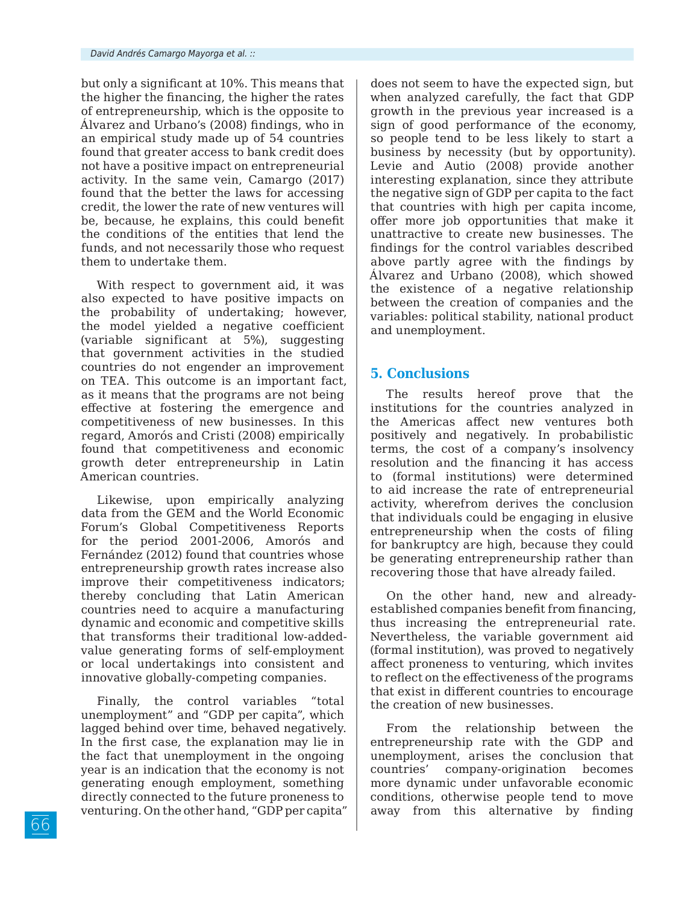but only a significant at 10%. This means that the higher the financing, the higher the rates of entrepreneurship, which is the opposite to Álvarez and Urbano's (2008) findings, who in an empirical study made up of 54 countries found that greater access to bank credit does not have a positive impact on entrepreneurial activity. In the same vein, Camargo (2017) found that the better the laws for accessing credit, the lower the rate of new ventures will be, because, he explains, this could benefit the conditions of the entities that lend the funds, and not necessarily those who request them to undertake them.

With respect to government aid, it was also expected to have positive impacts on the probability of undertaking; however, the model yielded a negative coefficient (variable significant at 5%), suggesting that government activities in the studied countries do not engender an improvement on TEA. This outcome is an important fact, as it means that the programs are not being effective at fostering the emergence and competitiveness of new businesses. In this regard, Amorós and Cristi (2008) empirically found that competitiveness and economic growth deter entrepreneurship in Latin American countries.

Likewise, upon empirically analyzing data from the GEM and the World Economic Forum's Global Competitiveness Reports for the period 2001-2006, Amorós and Fernández (2012) found that countries whose entrepreneurship growth rates increase also improve their competitiveness indicators; thereby concluding that Latin American countries need to acquire a manufacturing dynamic and economic and competitive skills that transforms their traditional low-added-value generating forms of self-employment or local undertakings into consistent and innovative globally-competing companies.

Finally, the control variables "total unemployment" and "GDP per capita", which lagged behind over time, behaved negatively. In the first case, the explanation may lie in the fact that unemployment in the ongoing year is an indication that the economy is not generating enough employment, something directly connected to the future proneness to venturing. On the other hand, "GDP per capita" does not seem to have the expected sign, but when analyzed carefully, the fact that GDP growth in the previous year increased is a sign of good performance of the economy, so people tend to be less likely to start a business by necessity (but by opportunity). Levie and Autio (2008) provide another interesting explanation, since they attribute the negative sign of GDP per capita to the fact that countries with high per capita income, offer more job opportunities that make it unattractive to create new businesses. The findings for the control variables described above partly agree with the findings by Álvarez and Urbano (2008), which showed the existence of a negative relationship between the creation of companies and the variables: political stability, national product and unemployment.

## 5. Conclusions

The results hereof prove that the institutions for the countries analyzed in the Americas affect new ventures both positively and negatively. In probabilistic terms, the cost of a company's insolvency resolution and the financing it has access to (formal institutions) were determined to aid increase the rate of entrepreneurial activity, wherefrom derives the conclusion that individuals could be engaging in elusive entrepreneurship when the costs of filing for bankruptcy are high, because they could be generating entrepreneurship rather than recovering those that have already failed.

On the other hand, new and already-established companies benefit from financing, thus increasing the entrepreneurial rate. Nevertheless, the variable government aid (formal institution), was proved to negatively affect proneness to venturing, which invites to reflect on the effectiveness of the programs that exist in different countries to encourage the creation of new businesses.

From the relationship between the entrepreneurship rate with the GDP and unemployment, arises the conclusion that countries' company-origination becomes more dynamic under unfavorable economic conditions, otherwise people tend to move away from this alternative by finding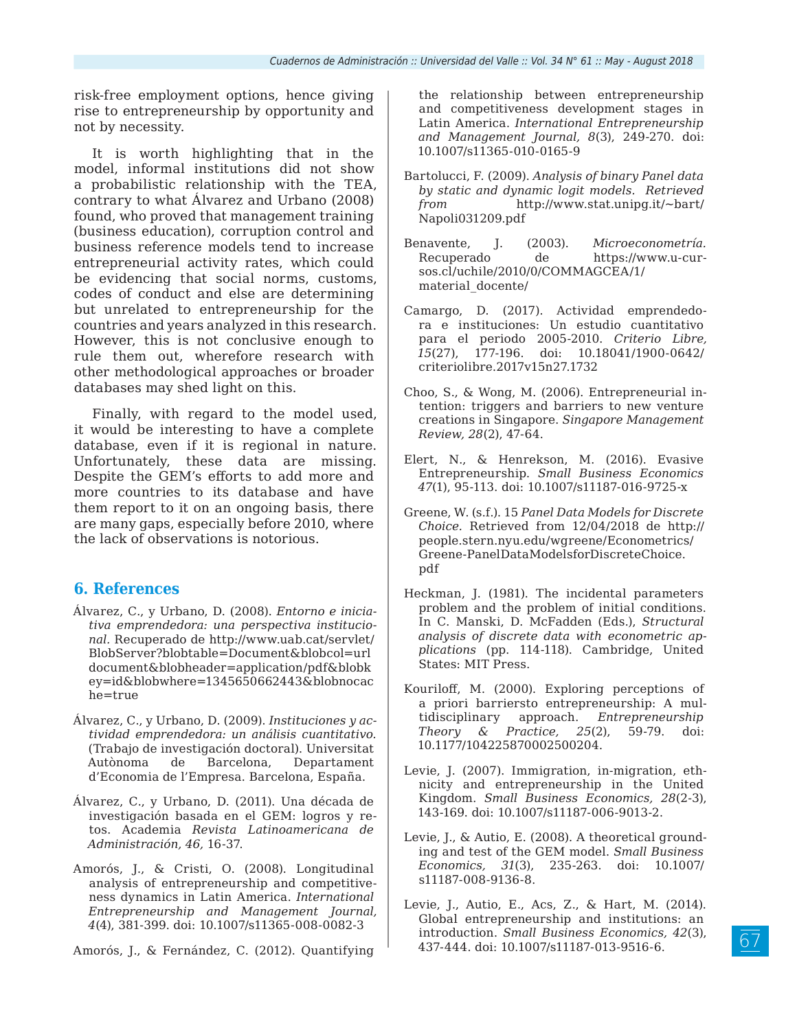risk-free employment options, hence giving rise to entrepreneurship by opportunity and not by necessity.

It is worth highlighting that in the model, informal institutions did not show a probabilistic relationship with the TEA, contrary to what Álvarez and Urbano (2008) found, who proved that management training (business education), corruption control and business reference models tend to increase entrepreneurial activity rates, which could be evidencing that social norms, customs, codes of conduct and else are determining but unrelated to entrepreneurship for the countries and years analyzed in this research. However, this is not conclusive enough to rule them out, wherefore research with other methodological approaches or broader databases may shed light on this.

Finally, with regard to the model used, it would be interesting to have a complete database, even if it is regional in nature. Unfortunately, these data are missing. Despite the GEM's efforts to add more and more countries to its database and have them report to it on an ongoing basis, there are many gaps, especially before 2010, where the lack of observations is notorious.

## 6. References

Álvarez, C., y Urbano, D. (2008). *Entorno e iniciativa emprendedora: una perspectiva institucional.* Recuperado de http://www.uab.cat/servlet/BlobServer?blobtable=Document&blobcol=urldocument&blobheader=application/pdf&blobkey=id&blobwhere=1345650662443&blobnocache=true

Álvarez, C., y Urbano, D. (2009). *Instituciones y actividad emprendedora: un análisis cuantitativo.* (Trabajo de investigación doctoral). Universitat Autònoma de Barcelona, Departament d'Economia de l'Empresa. Barcelona, España.

Álvarez, C., y Urbano, D. (2011). Una década de investigación basada en el GEM: logros y retos. Academia *Revista Latinoamericana de Administración, 46,* 16-37.

Amorós, J., & Cristi, O. (2008). Longitudinal analysis of entrepreneurship and competitiveness dynamics in Latin America. *International Entrepreneurship and Management Journal, 4*(4), 381-399. doi: 10.1007/s11365-008-0082-3

Amorós, J., & Fernández, C. (2012). Quantifying the relationship between entrepreneurship and competitiveness development stages in Latin America. *International Entrepreneurship and Management Journal, 8*(3), 249-270. doi: 10.1007/s11365-010-0165-9

Bartolucci, F. (2009). *Analysis of binary Panel data by static and dynamic logit models. Retrieved from* http://www.stat.unipg.it/~bart/Napoli031209.pdf

Benavente, J. (2003). *Microeconometría.* Recuperado de https://www.u-cursos.cl/uchile/2010/0/COMMAGCEA/1/material_docente/

Camargo, D. (2017). Actividad emprendedora e instituciones: Un estudio cuantitativo para el periodo 2005-2010. *Criterio Libre, 15*(27), 177-196. doi: 10.18041/1900-0642/criteriolibre.2017v15n27.1732

Choo, S., & Wong, M. (2006). Entrepreneurial intention: triggers and barriers to new venture creations in Singapore. *Singapore Management Review, 28*(2), 47-64.

Elert, N., & Henrekson, M. (2016). Evasive Entrepreneurship. *Small Business Economics 47*(1), 95-113. doi: 10.1007/s11187-016-9725-x

Greene, W. (s.f.). 15 *Panel Data Models for Discrete Choice.* Retrieved from 12/04/2018 de http://people.stern.nyu.edu/wgreene/Econometrics/Greene-PanelDataModelsforDiscreteChoice.pdf

Heckman, J. (1981). The incidental parameters problem and the problem of initial conditions. In C. Manski, D. McFadden (Eds.), *Structural analysis of discrete data with econometric applications* (pp. 114-118). Cambridge, United States: MIT Press.

Kouriloff, M. (2000). Exploring perceptions of a priori barriersto entrepreneurship: A multidisciplinary approach. *Entrepreneurship Theory & Practice, 25*(2), 59-79. doi: 10.1177/104225870002500204.

Levie, J. (2007). Immigration, in-migration, ethnicity and entrepreneurship in the United Kingdom. *Small Business Economics, 28*(2-3), 143-169. doi: 10.1007/s11187-006-9013-2.

Levie, J., & Autio, E. (2008). A theoretical grounding and test of the GEM model. *Small Business Economics, 31*(3), 235-263. doi: 10.1007/s11187-008-9136-8.

Levie, J., Autio, E., Acs, Z., & Hart, M. (2014). Global entrepreneurship and institutions: an introduction. *Small Business Economics, 42*(3), 437-444. doi: 10.1007/s11187-013-9516-6.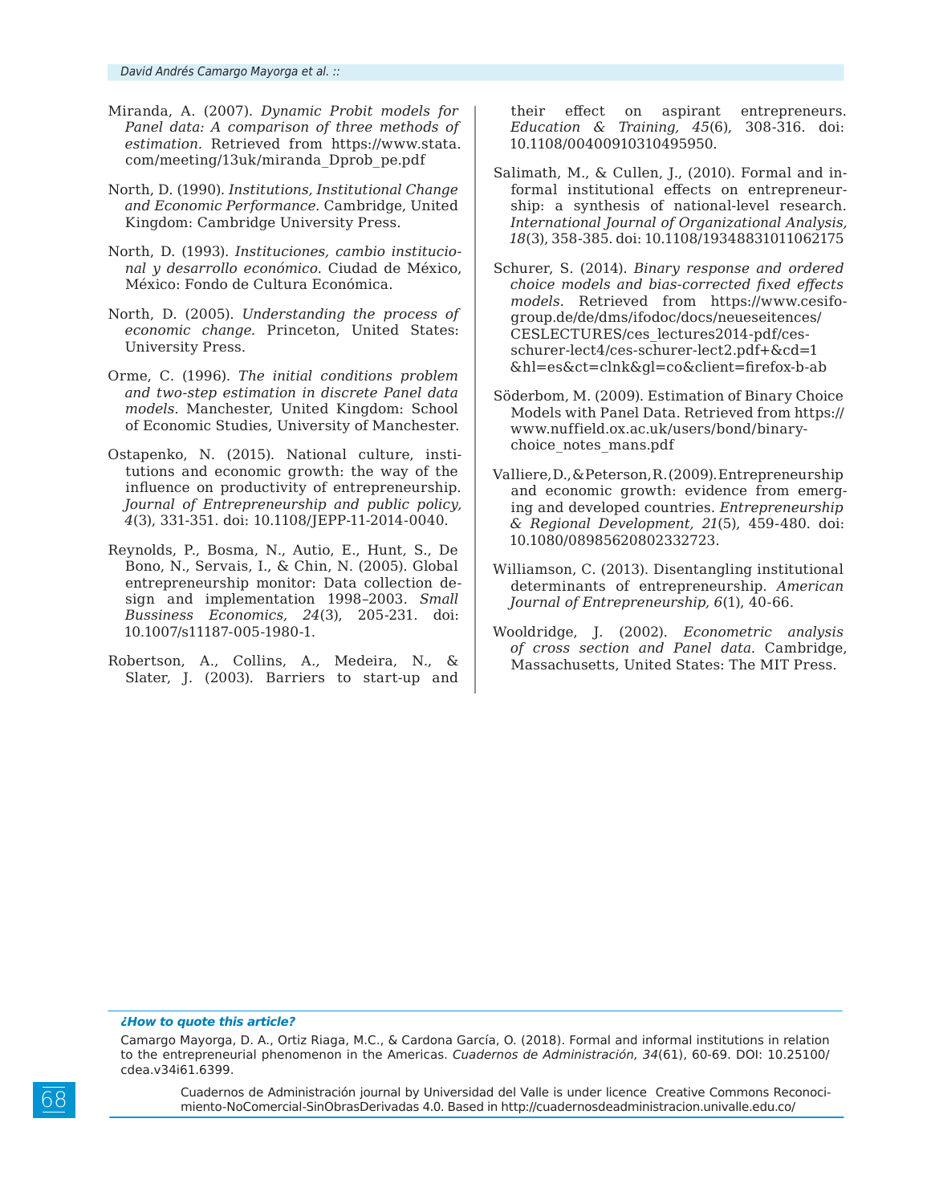Miranda, A. (2007). *Dynamic Probit models for Panel data: A comparison of three methods of estimation.* Retrieved from https://www.stata.com/meeting/13uk/miranda_Dprob_pe.pdf

North, D. (1990). *Institutions, Institutional Change and Economic Performance.* Cambridge, United Kingdom: Cambridge University Press.

North, D. (1993). *Instituciones, cambio institucional y desarrollo económico.* Ciudad de México, México: Fondo de Cultura Económica.

North, D. (2005). *Understanding the process of economic change.* Princeton, United States: University Press.

Orme, C. (1996). *The initial conditions problem and two-step estimation in discrete Panel data models.* Manchester, United Kingdom: School of Economic Studies, University of Manchester.

Ostapenko, N. (2015). National culture, institutions and economic growth: the way of the influence on productivity of entrepreneurship. *Journal of Entrepreneurship and public policy, 4*(3), 331-351. doi: 10.1108/JEPP-11-2014-0040.

Reynolds, P., Bosma, N., Autio, E., Hunt, S., De Bono, N., Servais, I., & Chin, N. (2005). Global entrepreneurship monitor: Data collection design and implementation 1998–2003. *Small Bussiness Economics, 24*(3), 205-231. doi: 10.1007/s11187-005-1980-1.

Robertson, A., Collins, A., Medeira, N., & Slater, J. (2003). Barriers to start-up and their effect on aspirant entrepreneurs. *Education & Training, 45*(6), 308-316. doi: 10.1108/00400910310495950.

Salimath, M., & Cullen, J., (2010). Formal and informal institutional effects on entrepreneurship: a synthesis of national-level research. *International Journal of Organizational Analysis, 18*(3), 358-385. doi: 10.1108/19348831011062175

Schurer, S. (2014). *Binary response and ordered choice models and bias-corrected fixed effects models.* Retrieved from https://www.cesifo-group.de/dms/ifodoc/docs/neueseitences/CESLECTURES/ces_lectures2014-pdf/ces-schurer-lect4/ces-schurer-lect2.pdf+&cd=1&hl=es&ct=clnk&gl=co&client=firefox-b-ab

Söderbom, M. (2009). Estimation of Binary Choice Models with Panel Data. Retrieved from https://www.nuffield.ox.ac.uk/users/bond/binary-choice_notes_mans.pdf

Valliere, D., & Peterson, R. (2009). Entrepreneurship and economic growth: evidence from emerging and developed countries. *Entrepreneurship & Regional Development, 21*(5), 459-480. doi: 10.1080/08985620802332723.

Williamson, C. (2013). Disentangling institutional determinants of entrepreneurship. *American Journal of Entrepreneurship, 6*(1), 40-66.

Wooldridge, J. (2002). *Econometric analysis of cross section and Panel data.* Cambridge, Massachusetts, United States: The MIT Press.

***¿How to quote this article?***

Camargo Mayorga, D. A., Ortiz Riaga, M.C., & Cardona García, O. (2018). Formal and informal institutions in relation to the entrepreneurial phenomenon in the Americas. *Cuadernos de Administración, 34*(61), 60-69. DOI: 10.25100/cdea.v34i61.6399.

Cuadernos de Administración journal by Universidad del Valle is under licence Creative Commons Reconocimiento-NoComercial-SinObrasDerivadas 4.0. Based in http://cuadernosdeadministracion.univalle.edu.co/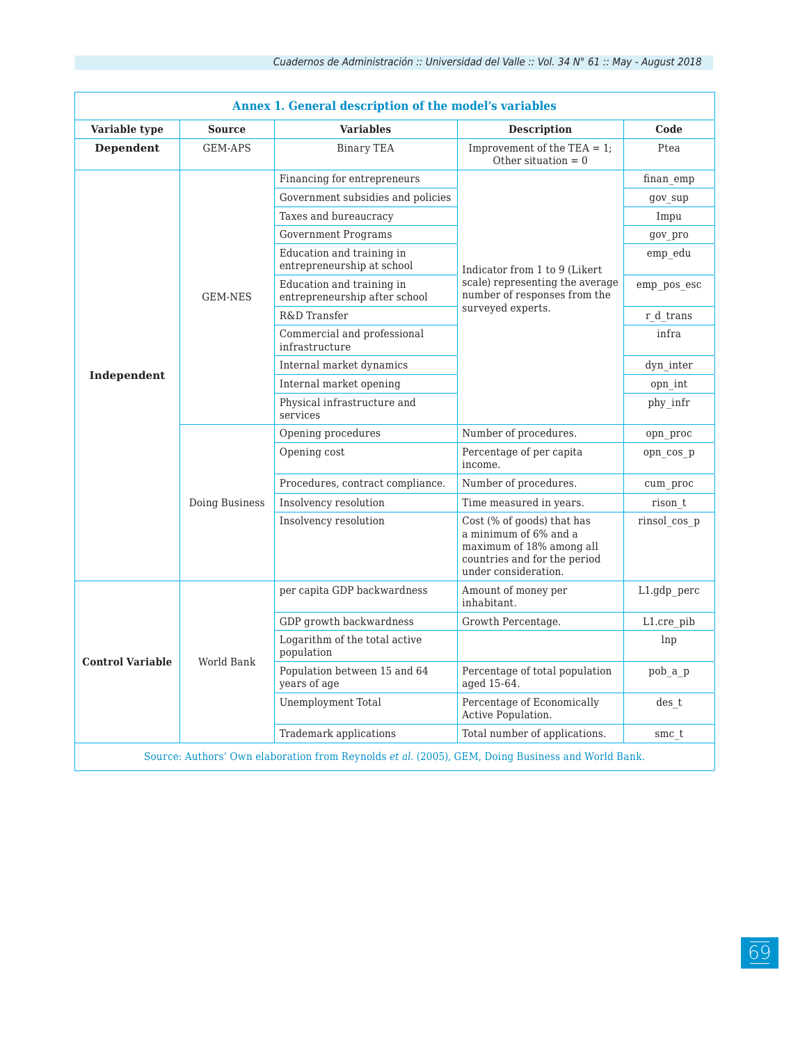**Annex 1. General description of the model's variables**

| Variable type | Source | Variables | Description | Code |
|---|---|---|---|---|
| **Dependent** | GEM-APS | Binary TEA | Improvement of the TEA = 1; Other situation = 0 | Ptea |
| **Independent** | GEM-NES | Financing for entrepreneurs | Indicator from 1 to 9 (Likert scale) representing the average number of responses from the surveyed experts. | finan_emp |
| | | Government subsidies and policies | | gov_sup |
| | | Taxes and bureaucracy | | Impu |
| | | Government Programs | | gov_pro |
| | | Education and training in entrepreneurship at school | | emp_edu |
| | | Education and training in entrepreneurship after school | | emp_pos_esc |
| | | R&D Transfer | | r_d_trans |
| | | Commercial and professional infrastructure | | infra |
| | | Internal market dynamics | | dyn_inter |
| | | Internal market opening | | opn_int |
| | | Physical infrastructure and services | | phy_infr |
| | Doing Business | Opening procedures | Number of procedures. | opn_proc |
| | | Opening cost | Percentage of per capita income. | opn_cos_p |
| | | Procedures, contract compliance. | Number of procedures. | cum_proc |
| | | Insolvency resolution | Time measured in years. | rison_t |
| | | Insolvency resolution | Cost (% of goods) that has a minimum of 6% and a maximum of 18% among all countries and for the period under consideration. | rinsol_cos_p |
| **Control Variable** | World Bank | per capita GDP backwardness | Amount of money per inhabitant. | L1.gdp_perc |
| | | GDP growth backwardness | Growth Percentage. | L1.cre_pib |
| | | Logarithm of the total active population | | lnp |
| | | Population between 15 and 64 years of age | Percentage of total population aged 15-64. | pob_a_p |
| | | Unemployment Total | Percentage of Economically Active Population. | des_t |
| | | Trademark applications | Total number of applications. | smc_t |

Source: Authors' Own elaboration from Reynolds *et al.* (2005), GEM, Doing Business and World Bank.